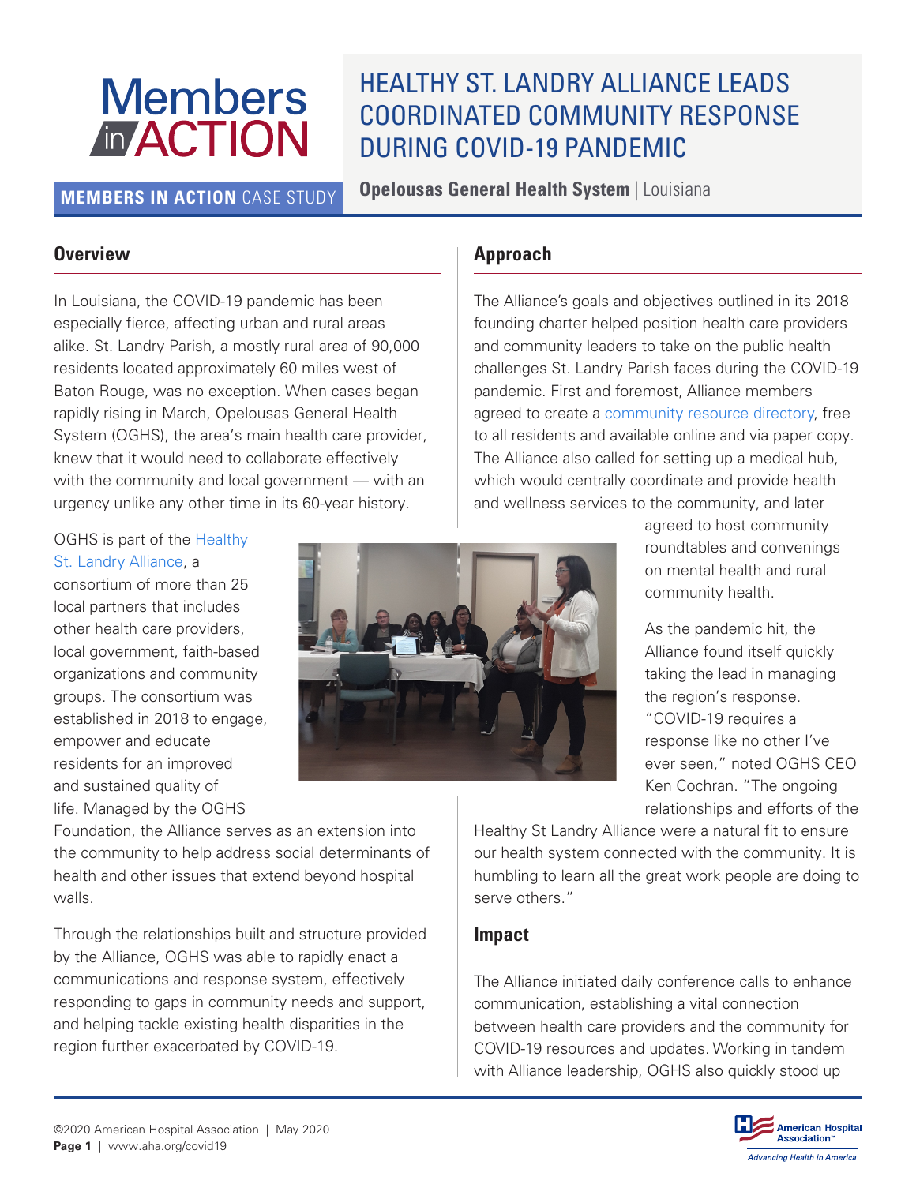# HEALTHY ST. LANDRY ALLIANCE LEADS COORDINATED COMMUNITY RESPONSE DURING COVID-19 PANDEMIC

**MEMBERS IN ACTION** CASE STUDY

**Opelousas General Health System** | Louisiana

## Overview

In Louisiana, the COVID-19 pandemic has been especially fierce, affecting urban and rural areas alike. St. Landry Parish, a mostly rural area of 90,000 residents located approximately 60 miles west of Baton Rouge, was no exception. When cases began rapidly rising in March, Opelousas General Health System (OGHS), the area's main health care provider, knew that it would need to collaborate effectively with the community and local government — with an urgency unlike any other time in its 60-year history.

OGHS is part of the Healthy St. Landry Alliance, a consortium of more than 25 local partners that includes other health care providers, local government, faith-based organizations and community groups. The consortium was established in 2018 to engage, empower and educate residents for an improved and sustained quality of life. Managed by the OGHS Foundation, the Alliance serves as an extension into the community to help address social determinants of health and other issues that extend beyond hospital walls.

Through the relationships built and structure provided by the Alliance, OGHS was able to rapidly enact a communications and response system, effectively responding to gaps in community needs and support, and helping tackle existing health disparities in the region further exacerbated by COVID-19.

## Approach

The Alliance's goals and objectives outlined in its 2018 founding charter helped position health care providers and community leaders to take on the public health challenges St. Landry Parish faces during the COVID-19 pandemic. First and foremost, Alliance members agreed to create a community resource directory, free to all residents and available online and via paper copy. The Alliance also called for setting up a medical hub, which would centrally coordinate and provide health and wellness services to the community, and later agreed to host community roundtables and convenings on mental health and rural community health.

As the pandemic hit, the Alliance found itself quickly taking the lead in managing the region's response. "COVID-19 requires a response like no other I've ever seen," noted OGHS CEO Ken Cochran. "The ongoing relationships and efforts of the Healthy St Landry Alliance were a natural fit to ensure our health system connected with the community. It is humbling to learn all the great work people are doing to serve others."

## Impact

The Alliance initiated daily conference calls to enhance communication, establishing a vital connection between health care providers and the community for COVID-19 resources and updates. Working in tandem with Alliance leadership, OGHS also quickly stood up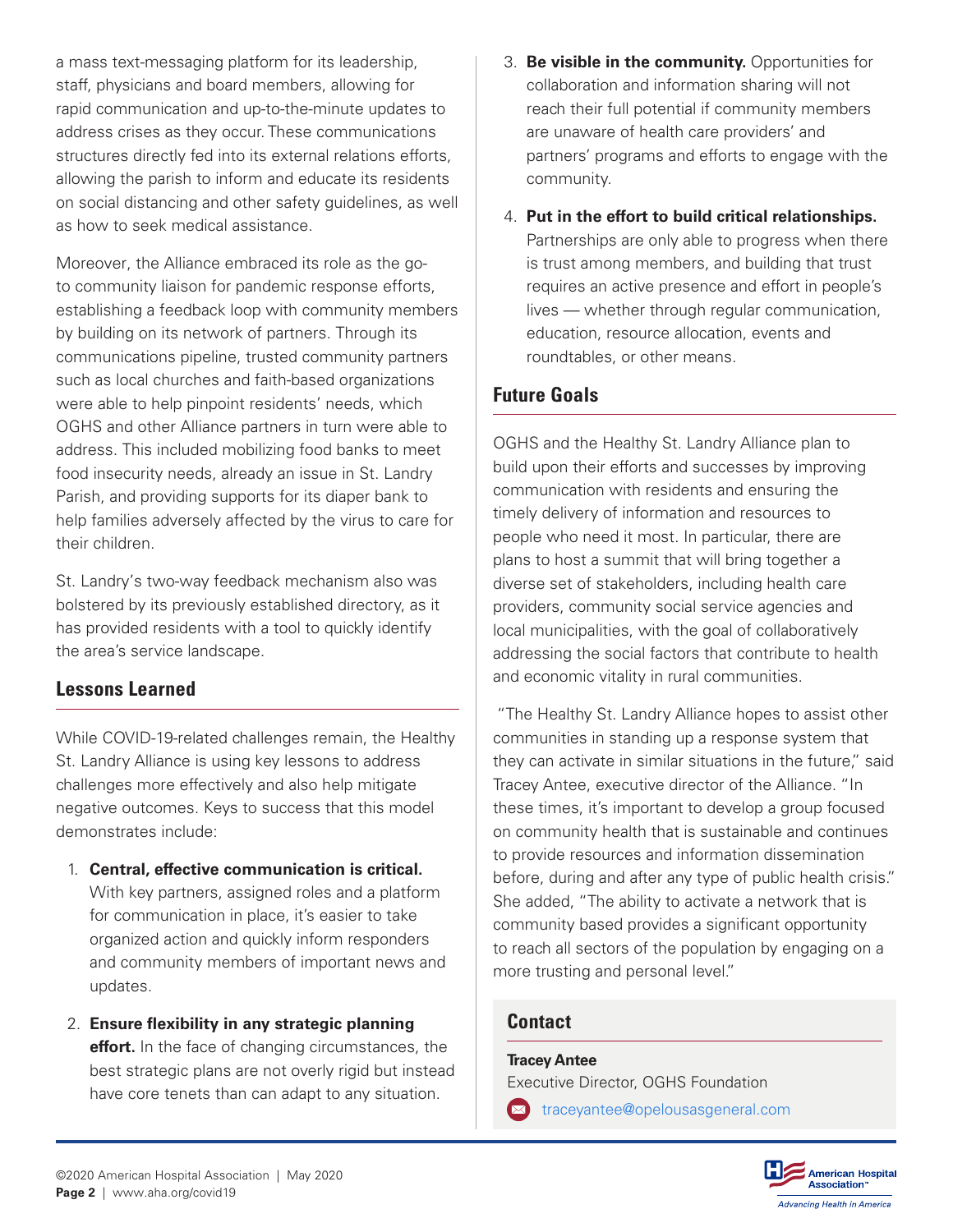a mass text-messaging platform for its leadership, staff, physicians and board members, allowing for rapid communication and up-to-the-minute updates to address crises as they occur. These communications structures directly fed into its external relations efforts, allowing the parish to inform and educate its residents on social distancing and other safety guidelines, as well as how to seek medical assistance.

Moreover, the Alliance embraced its role as the go-to community liaison for pandemic response efforts, establishing a feedback loop with community members by building on its network of partners. Through its communications pipeline, trusted community partners such as local churches and faith-based organizations were able to help pinpoint residents' needs, which OGHS and other Alliance partners in turn were able to address. This included mobilizing food banks to meet food insecurity needs, already an issue in St. Landry Parish, and providing supports for its diaper bank to help families adversely affected by the virus to care for their children.

St. Landry's two-way feedback mechanism also was bolstered by its previously established directory, as it has provided residents with a tool to quickly identify the area's service landscape.

## Lessons Learned

While COVID-19-related challenges remain, the Healthy St. Landry Alliance is using key lessons to address challenges more effectively and also help mitigate negative outcomes. Keys to success that this model demonstrates include:

1. **Central, effective communication is critical.** With key partners, assigned roles and a platform for communication in place, it's easier to take organized action and quickly inform responders and community members of important news and updates.
2. **Ensure flexibility in any strategic planning effort.** In the face of changing circumstances, the best strategic plans are not overly rigid but instead have core tenets than can adapt to any situation.
3. **Be visible in the community.** Opportunities for collaboration and information sharing will not reach their full potential if community members are unaware of health care providers' and partners' programs and efforts to engage with the community.
4. **Put in the effort to build critical relationships.** Partnerships are only able to progress when there is trust among members, and building that trust requires an active presence and effort in people's lives — whether through regular communication, education, resource allocation, events and roundtables, or other means.

## Future Goals

OGHS and the Healthy St. Landry Alliance plan to build upon their efforts and successes by improving communication with residents and ensuring the timely delivery of information and resources to people who need it most. In particular, there are plans to host a summit that will bring together a diverse set of stakeholders, including health care providers, community social service agencies and local municipalities, with the goal of collaboratively addressing the social factors that contribute to health and economic vitality in rural communities.

"The Healthy St. Landry Alliance hopes to assist other communities in standing up a response system that they can activate in similar situations in the future," said Tracey Antee, executive director of the Alliance. "In these times, it's important to develop a group focused on community health that is sustainable and continues to provide resources and information dissemination before, during and after any type of public health crisis." She added, "The ability to activate a network that is community based provides a significant opportunity to reach all sectors of the population by engaging on a more trusting and personal level."

## Contact

**Tracey Antee**
Executive Director, OGHS Foundation
traceyantee@opelousasgeneral.com